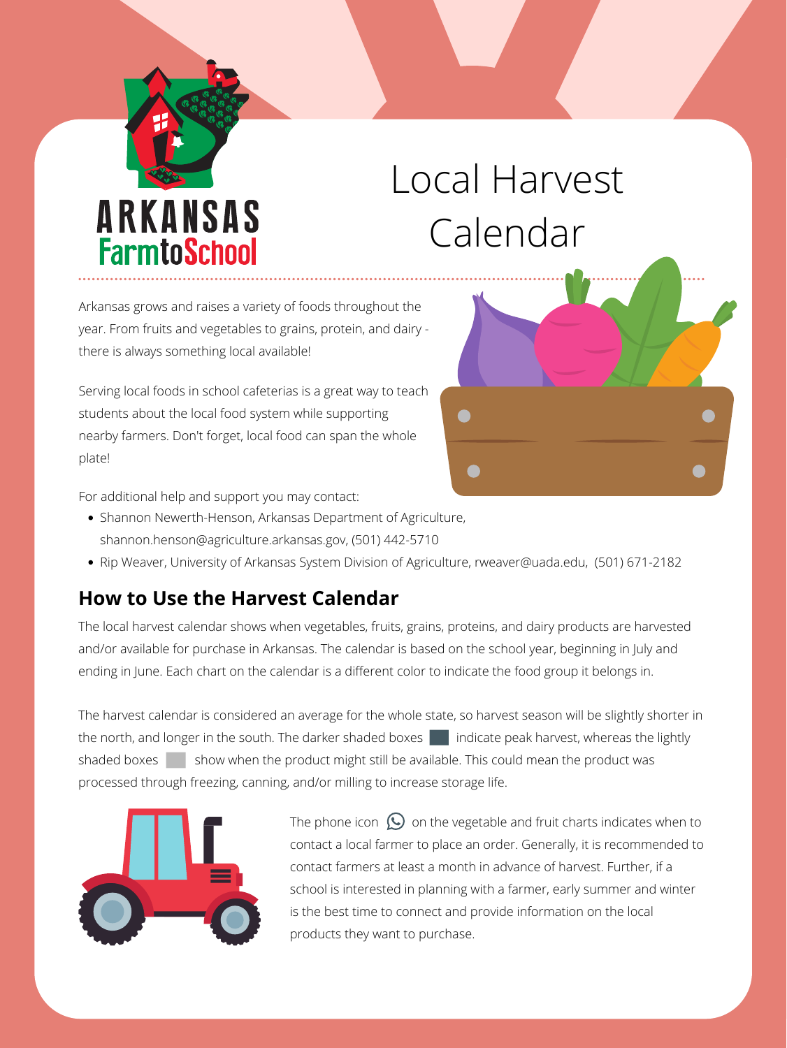ARKANSAS FarmtoSchool

# Local Harvest Calendar

Arkansas grows and raises a variety of foods throughout the year. From fruits and vegetables to grains, protein, and dairy - there is always something local available!

Serving local foods in school cafeterias is a great way to teach students about the local food system while supporting nearby farmers. Don't forget, local food can span the whole plate!

For additional help and support you may contact:

- Shannon Newerth-Henson, Arkansas Department of Agriculture, shannon.henson@agriculture.arkansas.gov, (501) 442-5710
- Rip Weaver, University of Arkansas System Division of Agriculture, rweaver@uada.edu, (501) 671-2182

## How to Use the Harvest Calendar

The local harvest calendar shows when vegetables, fruits, grains, proteins, and dairy products are harvested and/or available for purchase in Arkansas. The calendar is based on the school year, beginning in July and ending in June. Each chart on the calendar is a different color to indicate the food group it belongs in.

The harvest calendar is considered an average for the whole state, so harvest season will be slightly shorter in the north, and longer in the south. The darker shaded boxes indicate peak harvest, whereas the lightly shaded boxes show when the product might still be available. This could mean the product was processed through freezing, canning, and/or milling to increase storage life.

The phone icon on the vegetable and fruit charts indicates when to contact a local farmer to place an order. Generally, it is recommended to contact farmers at least a month in advance of harvest. Further, if a school is interested in planning with a farmer, early summer and winter is the best time to connect and provide information on the local products they want to purchase.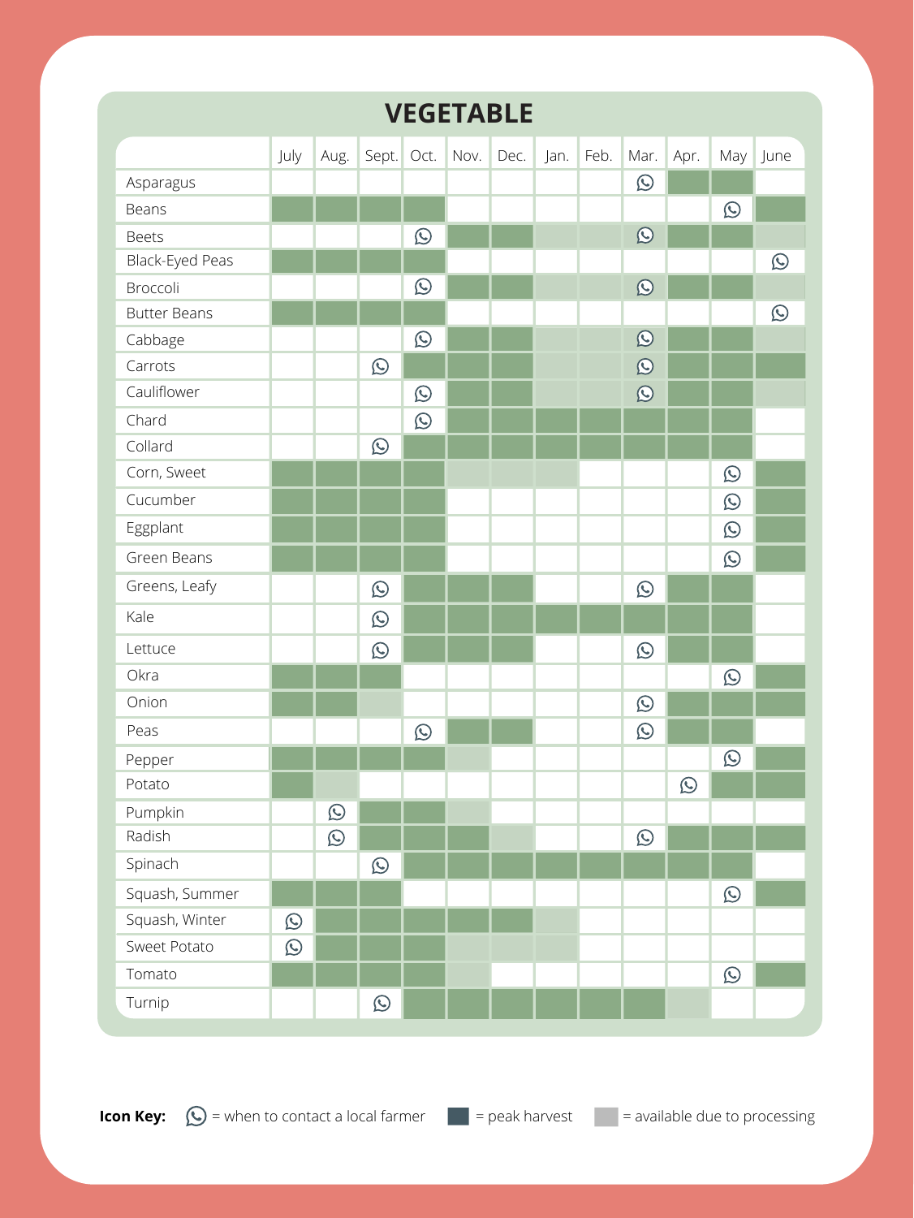# VEGETABLE

| | July | Aug. | Sept. | Oct. | Nov. | Dec. | Jan. | Feb. | Mar. | Apr. | May | June |
|---|---|---|---|---|---|---|---|---|---|---|---|---|
| Asparagus | | | | | | | | | Contact | Peak | Peak | |
| Beans | Peak | Peak | Peak | Peak | | | | | | | Contact | Peak |
| Beets | | | | Contact | Peak | Peak | Processing | Processing | Contact | Peak | Peak | Processing |
| Black-Eyed Peas | Peak | Peak | Peak | Peak | | | | | | | | Contact |
| Broccoli | | | | Contact | Peak | Peak | Processing | Processing | Contact | Peak | Peak | Processing |
| Butter Beans | Peak | Peak | Peak | Peak | | | | | | | | Contact |
| Cabbage | | | | Contact | Peak | Peak | Processing | Processing | Contact | Peak | Peak | Processing |
| Carrots | | | Contact | Peak | Peak | Peak | Processing | Processing | Contact | Peak | Peak | Peak |
| Cauliflower | | | | Contact | Peak | Peak | Processing | Processing | Contact | Peak | Peak | Processing |
| Chard | | | | Contact | Peak | Peak | Peak | Peak | Peak | Peak | Peak | |
| Collard | | | Contact | Peak | Peak | Peak | Peak | Peak | Peak | Peak | Peak | |
| Corn, Sweet | Peak | Peak | Peak | Peak | Processing | Processing | Processing | | | | Contact | Peak |
| Cucumber | Peak | Peak | Peak | Peak | | | | | | | Contact | Peak |
| Eggplant | Peak | Peak | Peak | Peak | | | | | | | Contact | Peak |
| Green Beans | Peak | Peak | Peak | Peak | | | | | | | Contact | Peak |
| Greens, Leafy | | | Contact | Peak | Peak | Peak | | | Contact | Peak | Peak | |
| Kale | | | Contact | Peak | Peak | Peak | Peak | Peak | Peak | Peak | Peak | |
| Lettuce | | | Contact | Peak | Peak | Peak | | | Contact | Peak | Peak | |
| Okra | Peak | Peak | Peak | | | | | | | | Contact | Peak |
| Onion | Peak | Peak | Processing | | | | | | Contact | Peak | Peak | Peak |
| Peas | | | | Contact | Peak | Peak | | | Contact | Peak | Peak | |
| Pepper | Peak | Peak | Peak | Peak | Processing | | | | | | Contact | Peak |
| Potato | Peak | Processing | | | | | | | | Contact | Peak | Peak |
| Pumpkin | | Contact | Peak | Peak | Processing | | | | | | | |
| Radish | | Contact | Peak | Peak | Peak | Processing | | | Contact | Peak | Peak | Peak |
| Spinach | | | Contact | Peak | Peak | Peak | Peak | Peak | Peak | Peak | Peak | |
| Squash, Summer | Peak | Peak | Peak | | | | | | | | Contact | Peak |
| Squash, Winter | Contact | Peak | Peak | Peak | Peak | Peak | Processing | | | | | |
| Sweet Potato | Contact | Peak | Peak | Peak | Processing | Processing | Processing | | | | | |
| Tomato | Peak | Peak | Peak | Peak | Processing | | | | | | Contact | Peak |
| Turnip | | | Contact | Peak | Peak | Peak | Peak | Peak | Peak | Processing | | |

**Icon Key:** Contact = when to contact a local farmer; Peak = peak harvest; Processing = available due to processing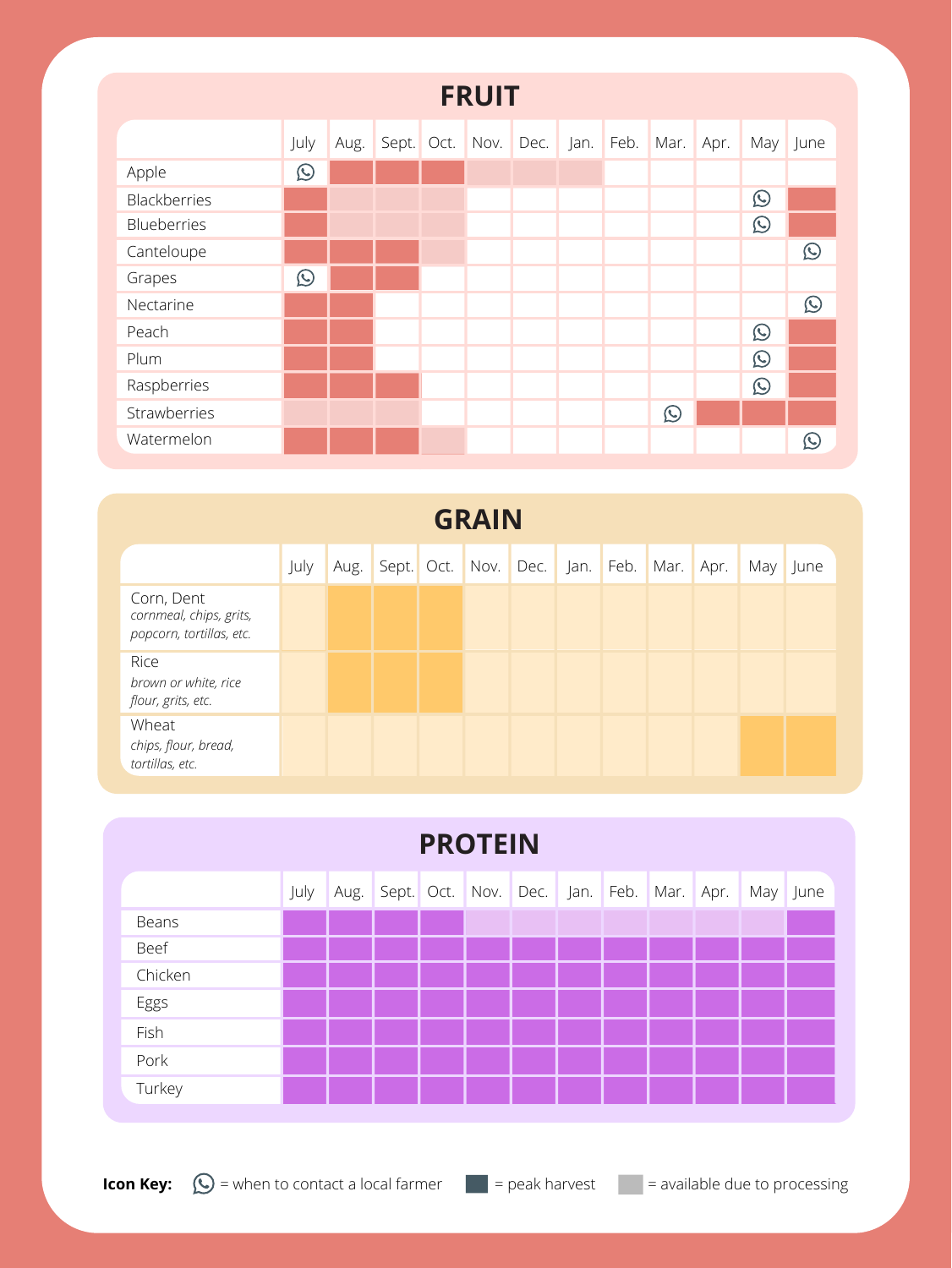## FRUIT

| | July | Aug. | Sept. | Oct. | Nov. | Dec. | Jan. | Feb. | Mar. | Apr. | May | June |
|---|---|---|---|---|---|---|---|---|---|---|---|---|
| Apple | ☎ | ■ | ■ | ■ | □ | □ | □ | | | | | |
| Blackberries | ■ | □ | □ | □ | | | | | | | ☎ | ■ |
| Blueberries | ■ | □ | □ | □ | | | | | | | ☎ | ■ |
| Canteloupe | ■ | ■ | ■ | □ | | | | | | | | ☎ |
| Grapes | ☎ | ■ | ■ | | | | | | | | | |
| Nectarine | ■ | ■ | | | | | | | | | | ☎ |
| Peach | ■ | ■ | | | | | | | | | ☎ | ■ |
| Plum | ■ | ■ | | | | | | | | | ☎ | ■ |
| Raspberries | ■ | ■ | ■ | | | | | | | | ☎ | ■ |
| Strawberries | □ | □ | □ | | | | | | ☎ | ■ | ■ | ■ |
| Watermelon | ■ | ■ | ■ | □ | | | | | | | | ☎ |

## GRAIN

| | July | Aug. | Sept. | Oct. | Nov. | Dec. | Jan. | Feb. | Mar. | Apr. | May | June |
|---|---|---|---|---|---|---|---|---|---|---|---|---|
| Corn, Dent *cornmeal, chips, grits, popcorn, tortillas, etc.* | □ | ■ | ■ | ■ | □ | □ | □ | □ | □ | □ | □ | □ |
| Rice *brown or white, rice flour, grits, etc.* | □ | ■ | ■ | ■ | □ | □ | □ | □ | □ | □ | □ | □ |
| Wheat *chips, flour, bread, tortillas, etc.* | □ | □ | □ | □ | □ | □ | □ | □ | □ | □ | ■ | ■ |

## PROTEIN

| | July | Aug. | Sept. | Oct. | Nov. | Dec. | Jan. | Feb. | Mar. | Apr. | May | June |
|---|---|---|---|---|---|---|---|---|---|---|---|---|
| Beans | ■ | ■ | ■ | ■ | □ | □ | □ | □ | □ | □ | □ | ■ |
| Beef | ■ | ■ | ■ | ■ | ■ | ■ | ■ | ■ | ■ | ■ | ■ | ■ |
| Chicken | ■ | ■ | ■ | ■ | ■ | ■ | ■ | ■ | ■ | ■ | ■ | ■ |
| Eggs | ■ | ■ | ■ | ■ | ■ | ■ | ■ | ■ | ■ | ■ | ■ | ■ |
| Fish | ■ | ■ | ■ | ■ | ■ | ■ | ■ | ■ | ■ | ■ | ■ | ■ |
| Pork | ■ | ■ | ■ | ■ | ■ | ■ | ■ | ■ | ■ | ■ | ■ | ■ |
| Turkey | ■ | ■ | ■ | ■ | ■ | ■ | ■ | ■ | ■ | ■ | ■ | ■ |

**Icon Key:** ☎ = when to contact a local farmer ■ = peak harvest □ = available due to processing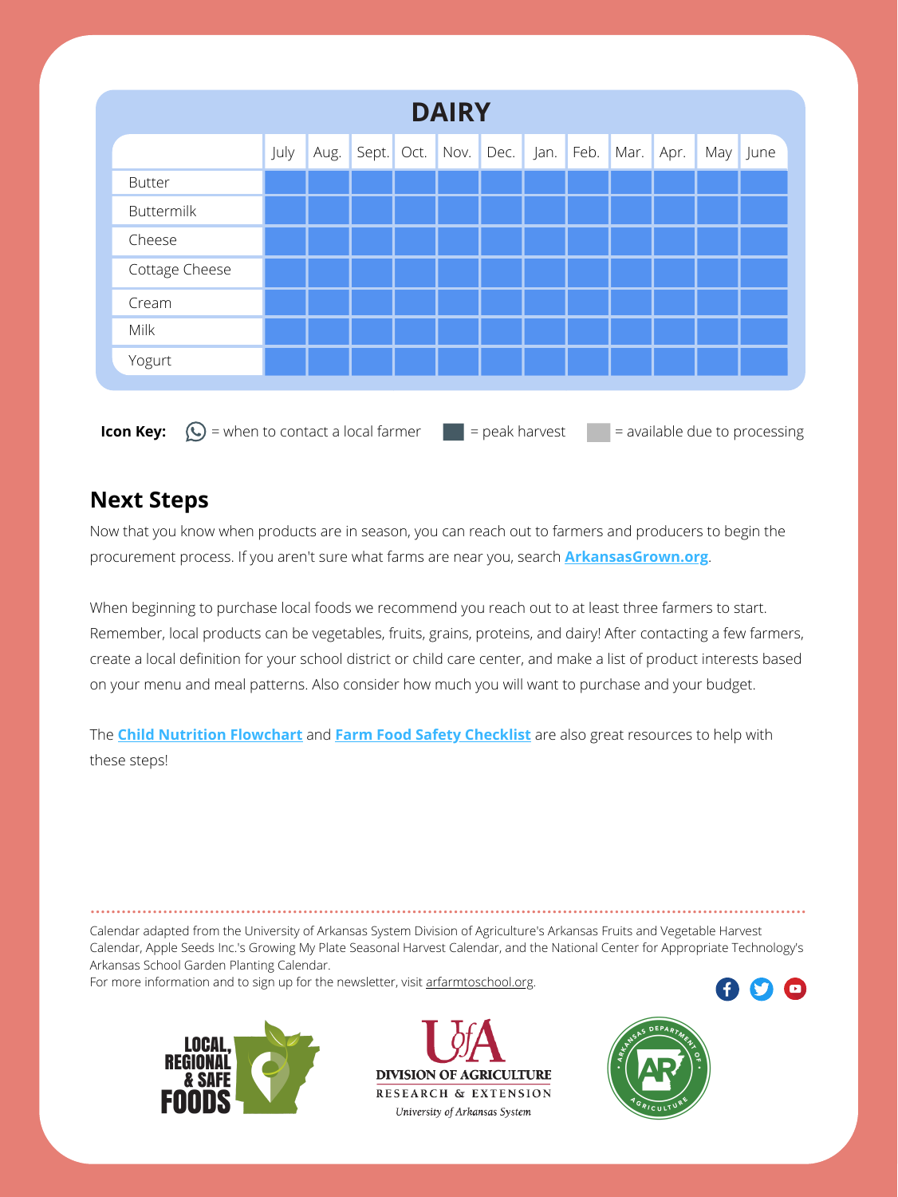## DAIRY

| | July | Aug. | Sept. | Oct. | Nov. | Dec. | Jan. | Feb. | Mar. | Apr. | May | June |
|---|---|---|---|---|---|---|---|---|---|---|---|---|
| Butter | | | | | | | | | | | | |
| Buttermilk | | | | | | | | | | | | |
| Cheese | | | | | | | | | | | | |
| Cottage Cheese | | | | | | | | | | | | |
| Cream | | | | | | | | | | | | |
| Milk | | | | | | | | | | | | |
| Yogurt | | | | | | | | | | | | |

**Icon Key:** = when to contact a local farmer = peak harvest = available due to processing

## Next Steps

Now that you know when products are in season, you can reach out to farmers and producers to begin the procurement process. If you aren't sure what farms are near you, search **ArkansasGrown.org**.

When beginning to purchase local foods we recommend you reach out to at least three farmers to start. Remember, local products can be vegetables, fruits, grains, proteins, and dairy! After contacting a few farmers, create a local definition for your school district or child care center, and make a list of product interests based on your menu and meal patterns. Also consider how much you will want to purchase and your budget.

The **Child Nutrition Flowchart** and **Farm Food Safety Checklist** are also great resources to help with these steps!

Calendar adapted from the University of Arkansas System Division of Agriculture's Arkansas Fruits and Vegetable Harvest Calendar, Apple Seeds Inc.'s Growing My Plate Seasonal Harvest Calendar, and the National Center for Appropriate Technology's Arkansas School Garden Planting Calendar.
For more information and to sign up for the newsletter, visit arfarmtoschool.org.